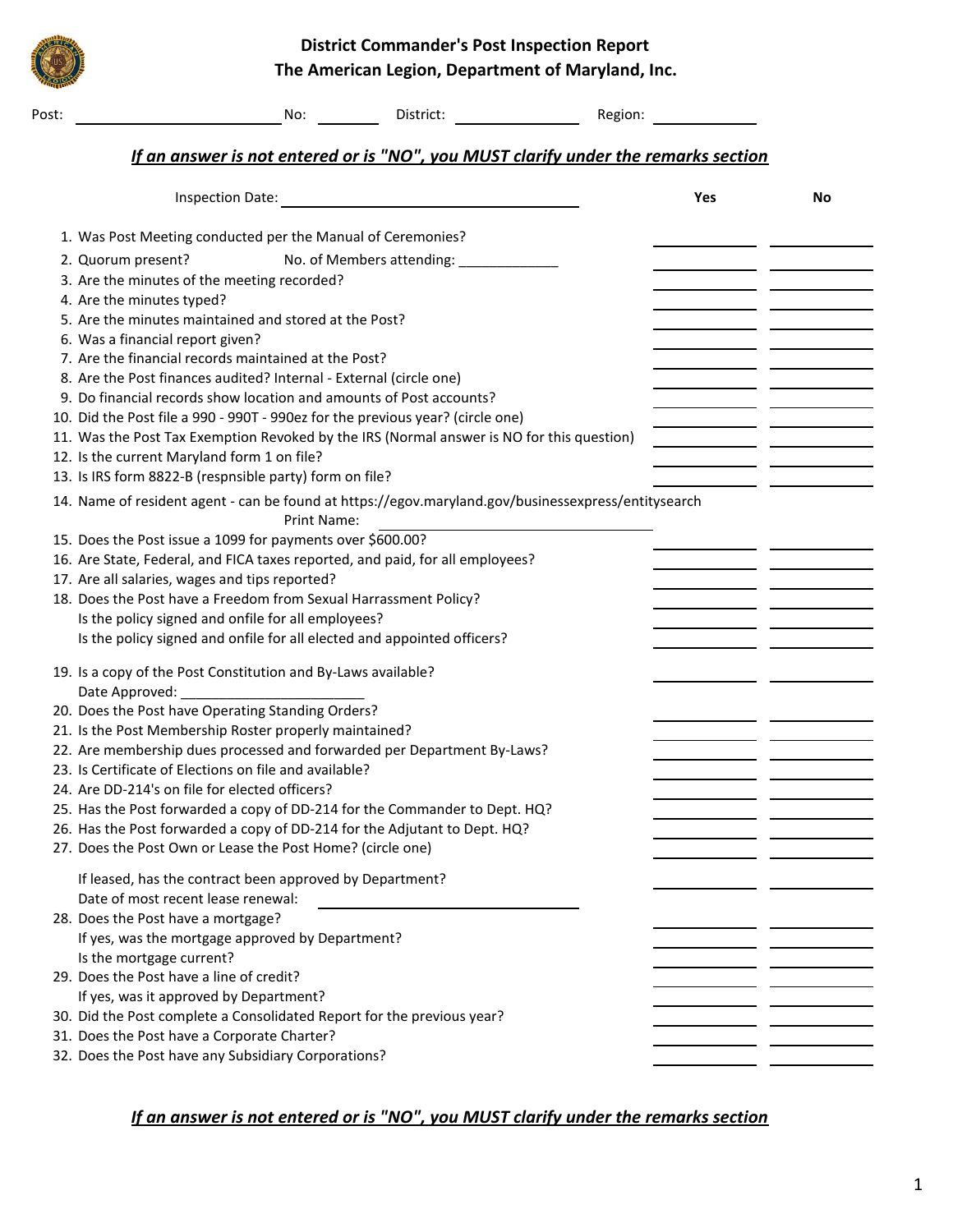# District Commander's Post Inspection Report
## The American Legion, Department of Maryland, Inc.

Post: ______________________ No: ________ District: ______________ Region: ____________

***If an answer is not entered or is "NO", you MUST clarify under the remarks section***

Inspection Date: ________________________________

| | Yes | No |
|---|---|---|
| 1. Was Post Meeting conducted per the Manual of Ceremonies? | ______ | ______ |
| 2. Quorum present? No. of Members attending: ____________ | ______ | ______ |
| 3. Are the minutes of the meeting recorded? | ______ | ______ |
| 4. Are the minutes typed? | ______ | ______ |
| 5. Are the minutes maintained and stored at the Post? | ______ | ______ |
| 6. Was a financial report given? | ______ | ______ |
| 7. Are the financial records maintained at the Post? | ______ | ______ |
| 8. Are the Post finances audited? Internal - External (circle one) | ______ | ______ |
| 9. Do financial records show location and amounts of Post accounts? | ______ | ______ |
| 10. Did the Post file a 990 - 990T - 990ez for the previous year? (circle one) | ______ | ______ |
| 11. Was the Post Tax Exemption Revoked by the IRS (Normal answer is NO for this question) | ______ | ______ |
| 12. Is the current Maryland form 1 on file? | ______ | ______ |
| 13. Is IRS form 8822-B (respnsible party) form on file? | ______ | ______ |
| 14. Name of resident agent - can be found at https://egov.maryland.gov/businessexpress/entitysearch Print Name: ______________________ | | |
| 15. Does the Post issue a 1099 for payments over $600.00? | ______ | ______ |
| 16. Are State, Federal, and FICA taxes reported, and paid, for all employees? | ______ | ______ |
| 17. Are all salaries, wages and tips reported? | ______ | ______ |
| 18. Does the Post have a Freedom from Sexual Harrassment Policy? | ______ | ______ |
| Is the policy signed and onfile for all employees? | ______ | ______ |
| Is the policy signed and onfile for all elected and appointed officers? | ______ | ______ |
| 19. Is a copy of the Post Constitution and By-Laws available? Date Approved: ______________________ | ______ | ______ |
| 20. Does the Post have Operating Standing Orders? | | |
| 21. Is the Post Membership Roster properly maintained? | ______ | ______ |
| 22. Are membership dues processed and forwarded per Department By-Laws? | ______ | ______ |
| 23. Is Certificate of Elections on file and available? | ______ | ______ |
| 24. Are DD-214's on file for elected officers? | ______ | ______ |
| 25. Has the Post forwarded a copy of DD-214 for the Commander to Dept. HQ? | ______ | ______ |
| 26. Has the Post forwarded a copy of DD-214 for the Adjutant to Dept. HQ? | ______ | ______ |
| 27. Does the Post Own or Lease the Post Home? (circle one) | ______ | ______ |
| If leased, has the contract been approved by Department? | ______ | ______ |
| Date of most recent lease renewal: ______________________ | | |
| 28. Does the Post have a mortgage? | | |
| If yes, was the mortgage approved by Department? | ______ | ______ |
| Is the mortgage current? | ______ | ______ |
| 29. Does the Post have a line of credit? | ______ | ______ |
| If yes, was it approved by Department? | ______ | ______ |
| 30. Did the Post complete a Consolidated Report for the previous year? | ______ | ______ |
| 31. Does the Post have a Corporate Charter? | ______ | ______ |
| 32. Does the Post have any Subsidiary Corporations? | ______ | ______ |

***If an answer is not entered or is "NO", you MUST clarify under the remarks section***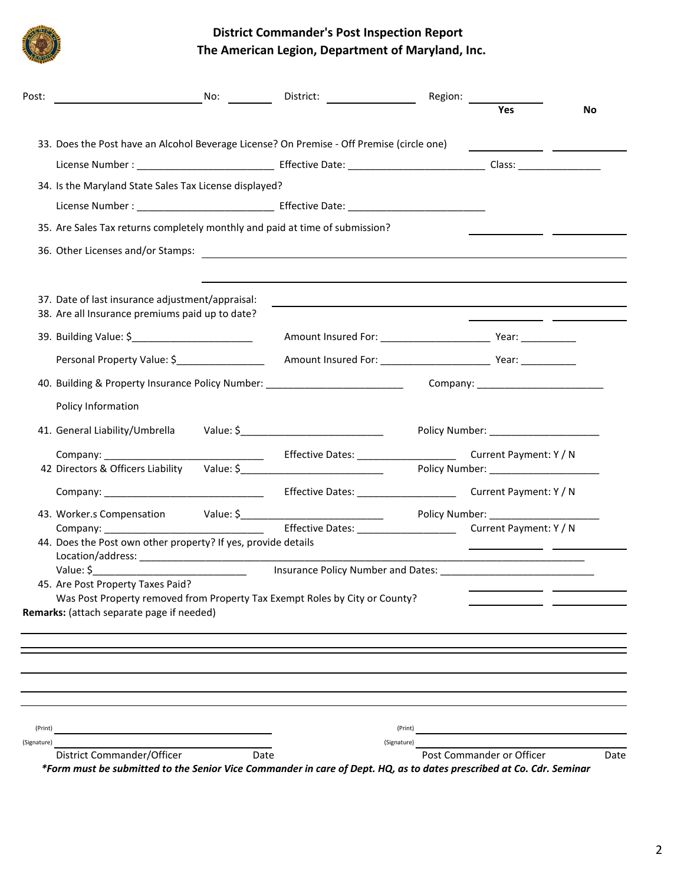# District Commander's Post Inspection Report
## The American Legion, Department of Maryland, Inc.

Post: ____________________ No: ________ District: ______________ Region: ___________

| | Yes | No |
|---|---|---|
| 33. Does the Post have an Alcohol Beverage License? On Premise - Off Premise (circle one) | ________ | ________ |

License Number : ________________________ Effective Date: ________________________ Class: _______________

34. Is the Maryland State Sales Tax License displayed?

License Number : ________________________ Effective Date: ________________________

| | Yes | No |
|---|---|---|
| 35. Are Sales Tax returns completely monthly and paid at time of submission? | ________ | ________ |

36. Other Licenses and/or Stamps: ____________________________________________

____________________________________________

37. Date of last insurance adjustment/appraisal: ____________________________________________

| | Yes | No |
|---|---|---|
| 38. Are all Insurance premiums paid up to date? | ________ | ________ |

39. Building Value: $______________________ Amount Insured For: ____________________ Year: __________

Personal Property Value: $________________ Amount Insured For: ____________________ Year: __________

40. Building & Property Insurance Policy Number: ________________________ Company: ______________________

Policy Information

41. General Liability/Umbrella Value: $__________________________ Policy Number: ____________________

Company: ____________________________ Effective Dates: __________________ Current Payment: Y / N

42 Directors & Officers Liability Value: $__________________________ Policy Number: ____________________

Company: ____________________________ Effective Dates: __________________ Current Payment: Y / N

43. Worker.s Compensation Value: $__________________________ Policy Number: ____________________

Company: ____________________________ Effective Dates: __________________ Current Payment: Y / N

| | Yes | No |
|---|---|---|
| 44. Does the Post own other property? If yes, provide details | ________ | ________ |

Location/address: ____________________________________________

Value: $____________________________ Insurance Policy Number and Dates: ____________________________

| | Yes | No |
|---|---|---|
| 45. Are Post Property Taxes Paid? | ________ | ________ |
| Was Post Property removed from Property Tax Exempt Roles by City or County? | ________ | ________ |

**Remarks:** (attach separate page if needed)

____________________________________________

____________________________________________

____________________________________________

____________________________________________

____________________________________________

(Print) ______________________________ (Print) ______________________________

(Signature) ______________________________ (Signature) ______________________________

District Commander/Officer Date Post Commander or Officer Date

***Form must be submitted to the Senior Vice Commander in care of Dept. HQ, as to dates prescribed at Co. Cdr. Seminar***